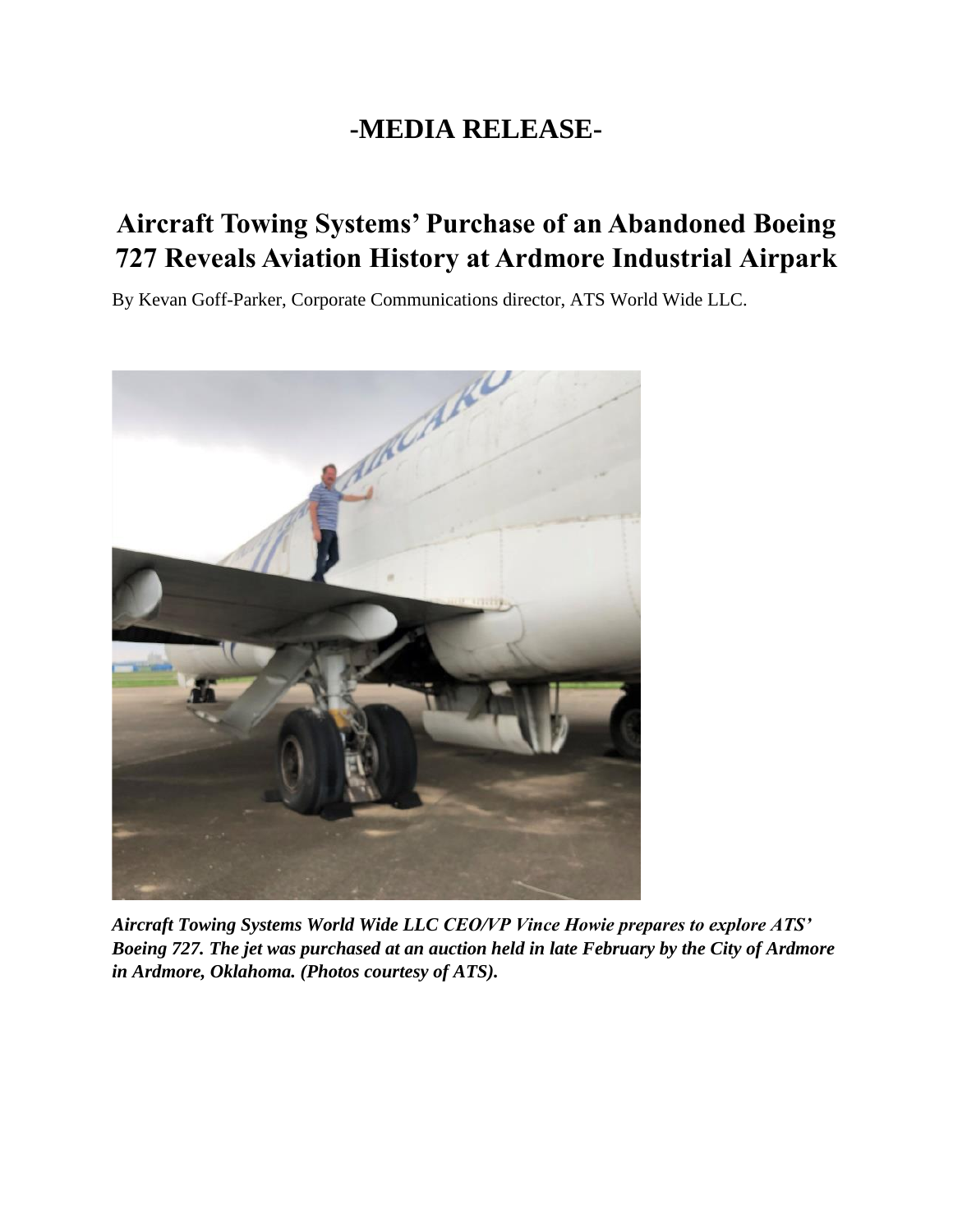# -MEDIA RELEASE-

## Aircraft Towing Systems' Purchase of an Abandoned Boeing 727 Reveals Aviation History at Ardmore Industrial Airpark

By Kevan Goff-Parker, Corporate Communications director, ATS World Wide LLC.

***Aircraft Towing Systems World Wide LLC CEO/VP Vince Howie prepares to explore ATS' Boeing 727. The jet was purchased at an auction held in late February by the City of Ardmore in Ardmore, Oklahoma. (Photos courtesy of ATS).***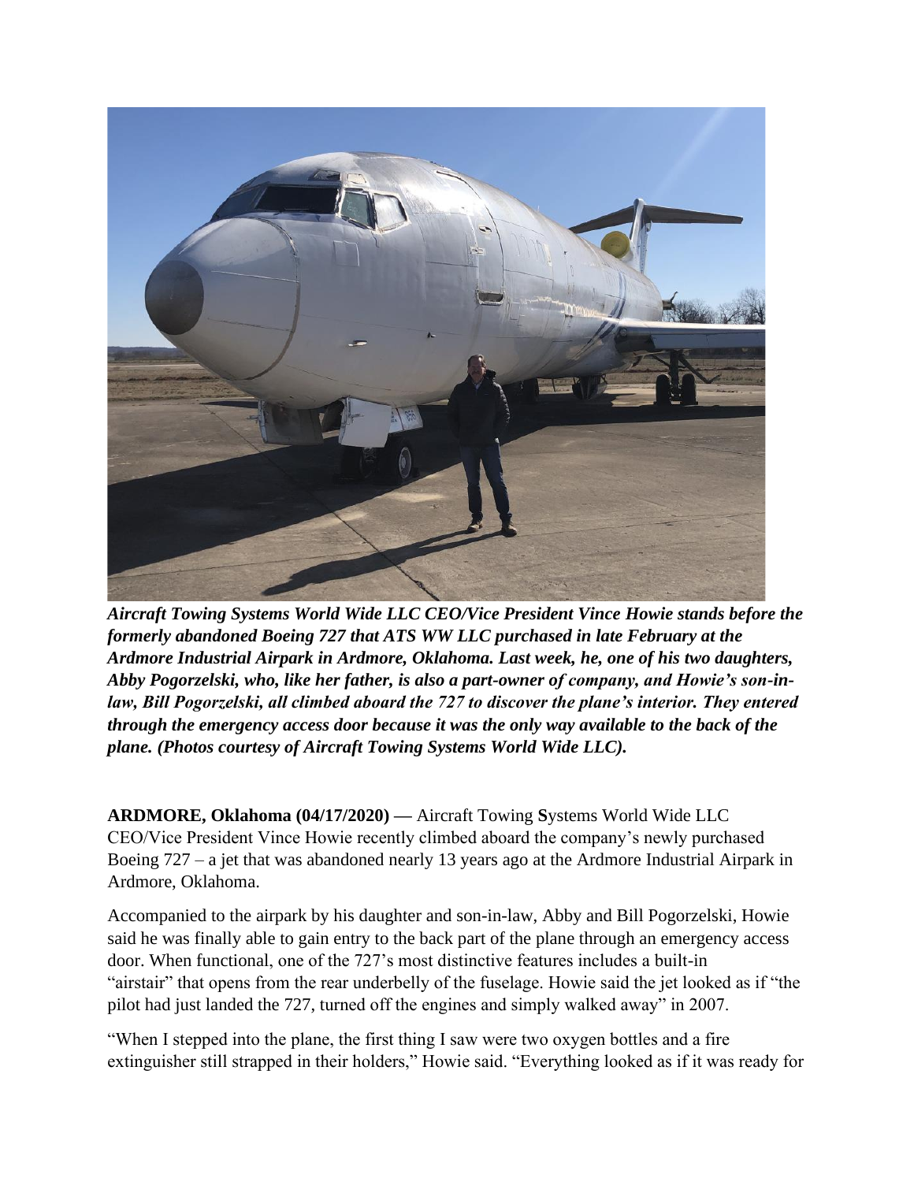***Aircraft Towing Systems World Wide LLC CEO/Vice President Vince Howie stands before the formerly abandoned Boeing 727 that ATS WW LLC purchased in late February at the Ardmore Industrial Airpark in Ardmore, Oklahoma. Last week, he, one of his two daughters, Abby Pogorzelski, who, like her father, is also a part-owner of company, and Howie's son-in-law, Bill Pogorzelski, all climbed aboard the 727 to discover the plane's interior. They entered through the emergency access door because it was the only way available to the back of the plane. (Photos courtesy of Aircraft Towing Systems World Wide LLC).***

**ARDMORE, Oklahoma (04/17/2020) —** Aircraft Towing **S**ystems World Wide LLC CEO/Vice President Vince Howie recently climbed aboard the company's newly purchased Boeing 727 – a jet that was abandoned nearly 13 years ago at the Ardmore Industrial Airpark in Ardmore, Oklahoma.

Accompanied to the airpark by his daughter and son-in-law, Abby and Bill Pogorzelski, Howie said he was finally able to gain entry to the back part of the plane through an emergency access door. When functional, one of the 727's most distinctive features includes a built-in "airstair" that opens from the rear underbelly of the fuselage. Howie said the jet looked as if "the pilot had just landed the 727, turned off the engines and simply walked away" in 2007.

"When I stepped into the plane, the first thing I saw were two oxygen bottles and a fire extinguisher still strapped in their holders," Howie said. "Everything looked as if it was ready for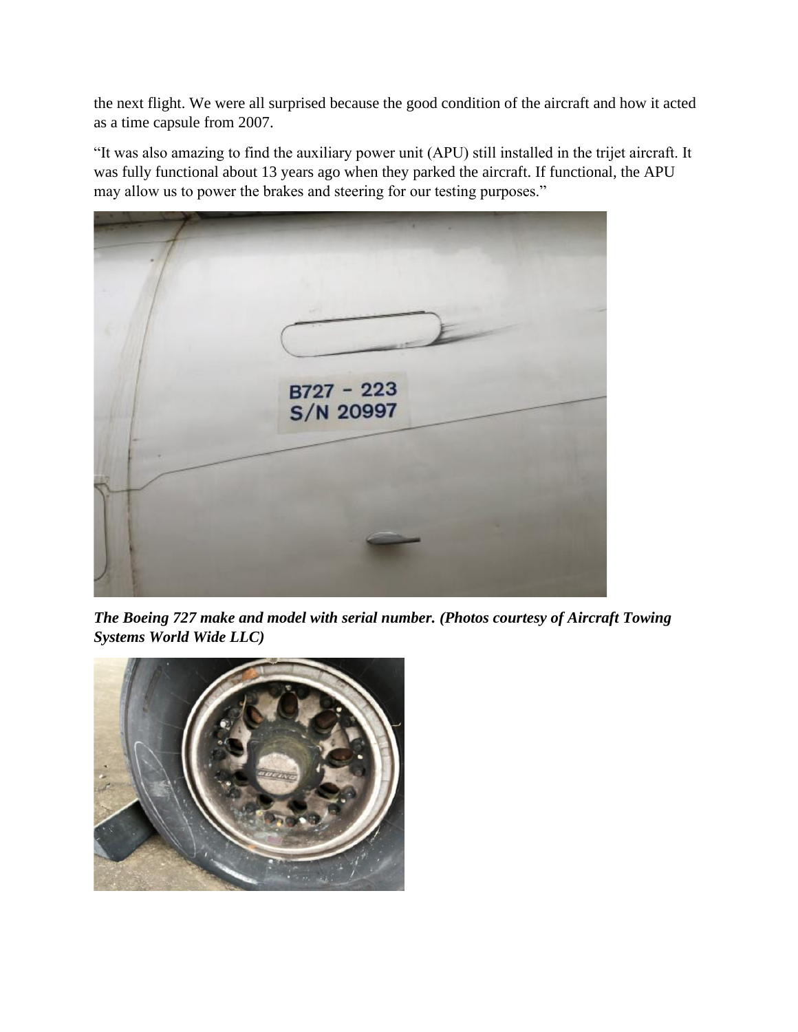the next flight. We were all surprised because the good condition of the aircraft and how it acted as a time capsule from 2007.

"It was also amazing to find the auxiliary power unit (APU) still installed in the trijet aircraft. It was fully functional about 13 years ago when they parked the aircraft. If functional, the APU may allow us to power the brakes and steering for our testing purposes."

***The Boeing 727 make and model with serial number. (Photos courtesy of Aircraft Towing Systems World Wide LLC)***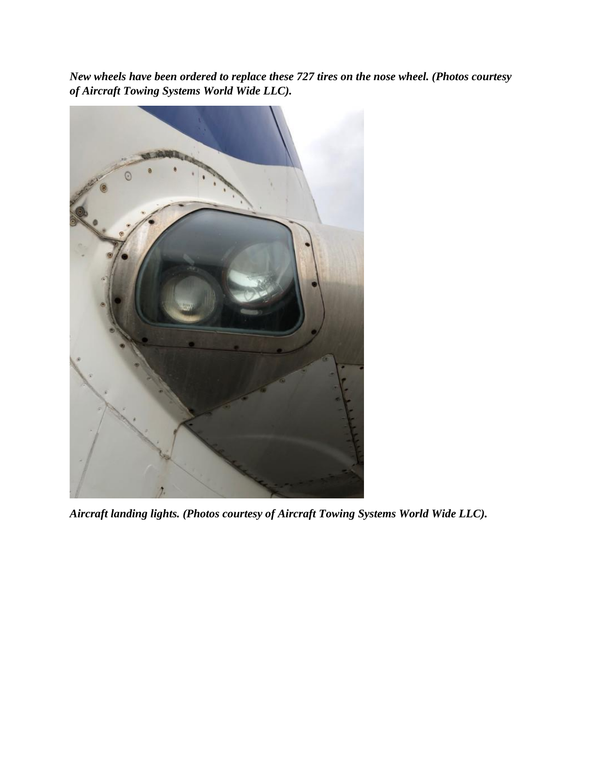***New wheels have been ordered to replace these 727 tires on the nose wheel. (Photos courtesy of Aircraft Towing Systems World Wide LLC).***

***Aircraft landing lights. (Photos courtesy of Aircraft Towing Systems World Wide LLC).***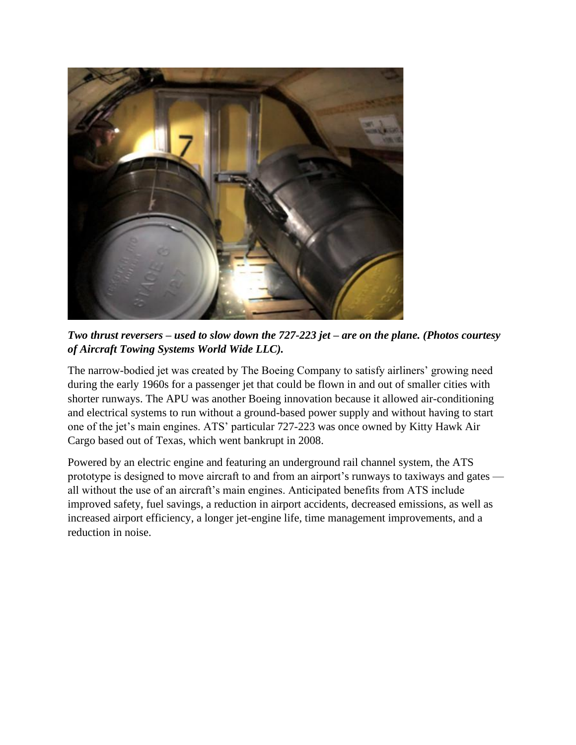***Two thrust reversers – used to slow down the 727-223 jet – are on the plane. (Photos courtesy of Aircraft Towing Systems World Wide LLC).***

The narrow-bodied jet was created by The Boeing Company to satisfy airliners' growing need during the early 1960s for a passenger jet that could be flown in and out of smaller cities with shorter runways. The APU was another Boeing innovation because it allowed air-conditioning and electrical systems to run without a ground-based power supply and without having to start one of the jet's main engines. ATS' particular 727-223 was once owned by Kitty Hawk Air Cargo based out of Texas, which went bankrupt in 2008.

Powered by an electric engine and featuring an underground rail channel system, the ATS prototype is designed to move aircraft to and from an airport's runways to taxiways and gates — all without the use of an aircraft's main engines. Anticipated benefits from ATS include improved safety, fuel savings, a reduction in airport accidents, decreased emissions, as well as increased airport efficiency, a longer jet-engine life, time management improvements, and a reduction in noise.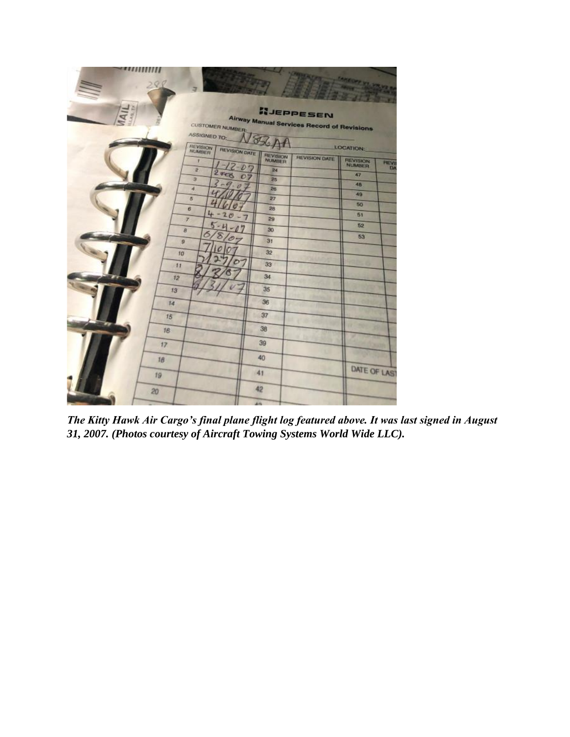***The Kitty Hawk Air Cargo's final plane flight log featured above. It was last signed in August 31, 2007. (Photos courtesy of Aircraft Towing Systems World Wide LLC).***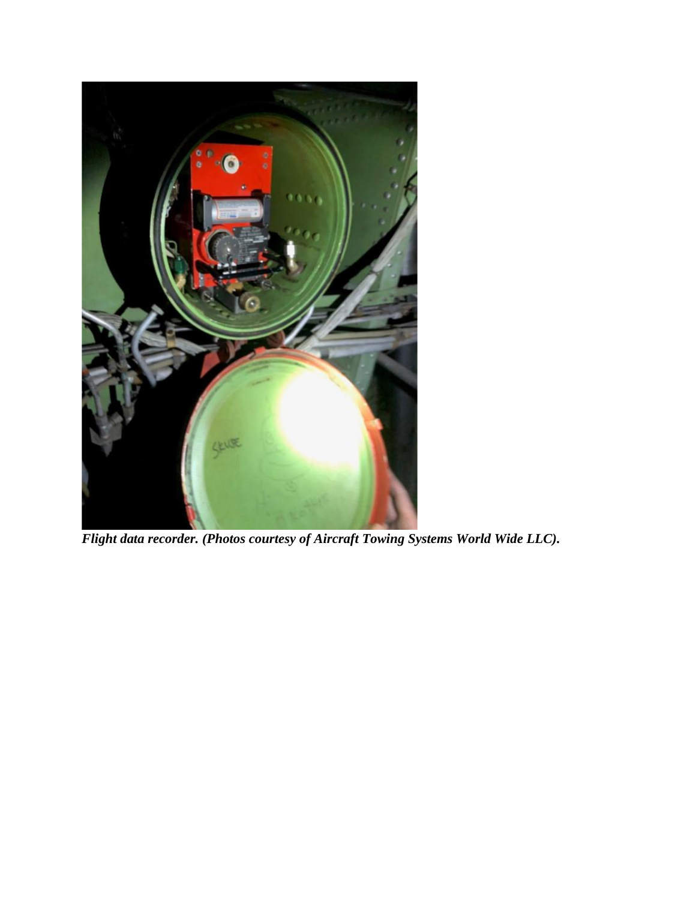***Flight data recorder. (Photos courtesy of Aircraft Towing Systems World Wide LLC).***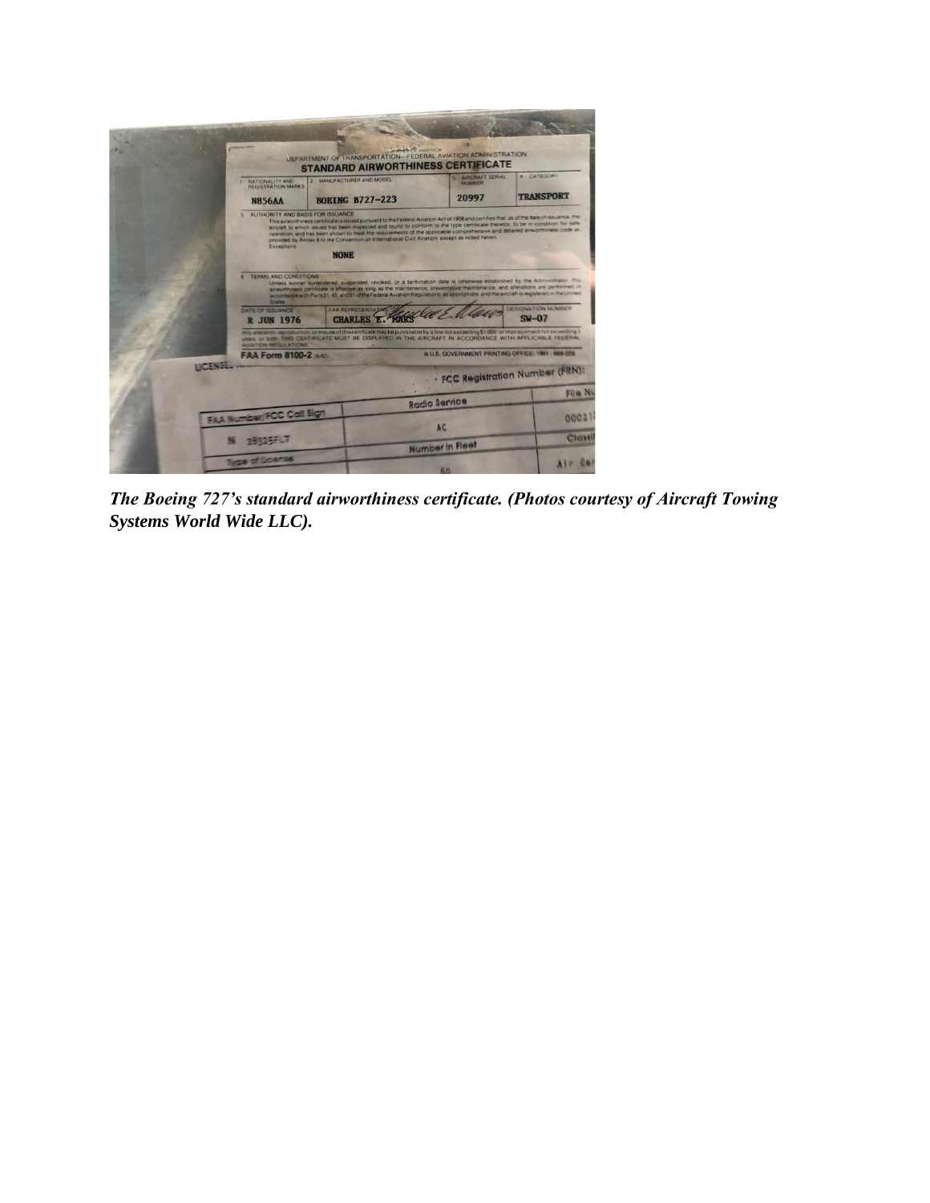*The Boeing 727's standard airworthiness certificate. (Photos courtesy of Aircraft Towing Systems World Wide LLC).*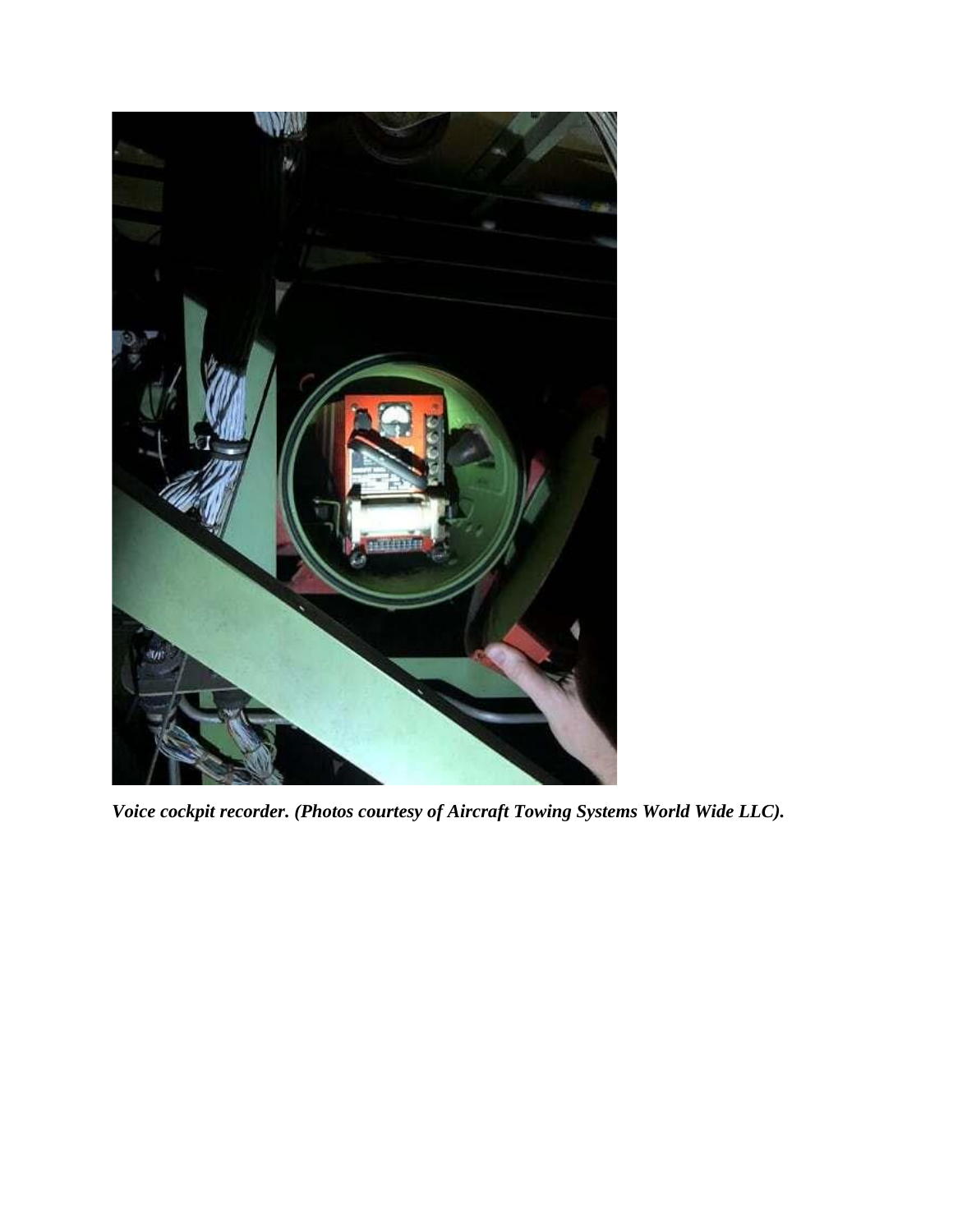*Voice cockpit recorder. (Photos courtesy of Aircraft Towing Systems World Wide LLC).*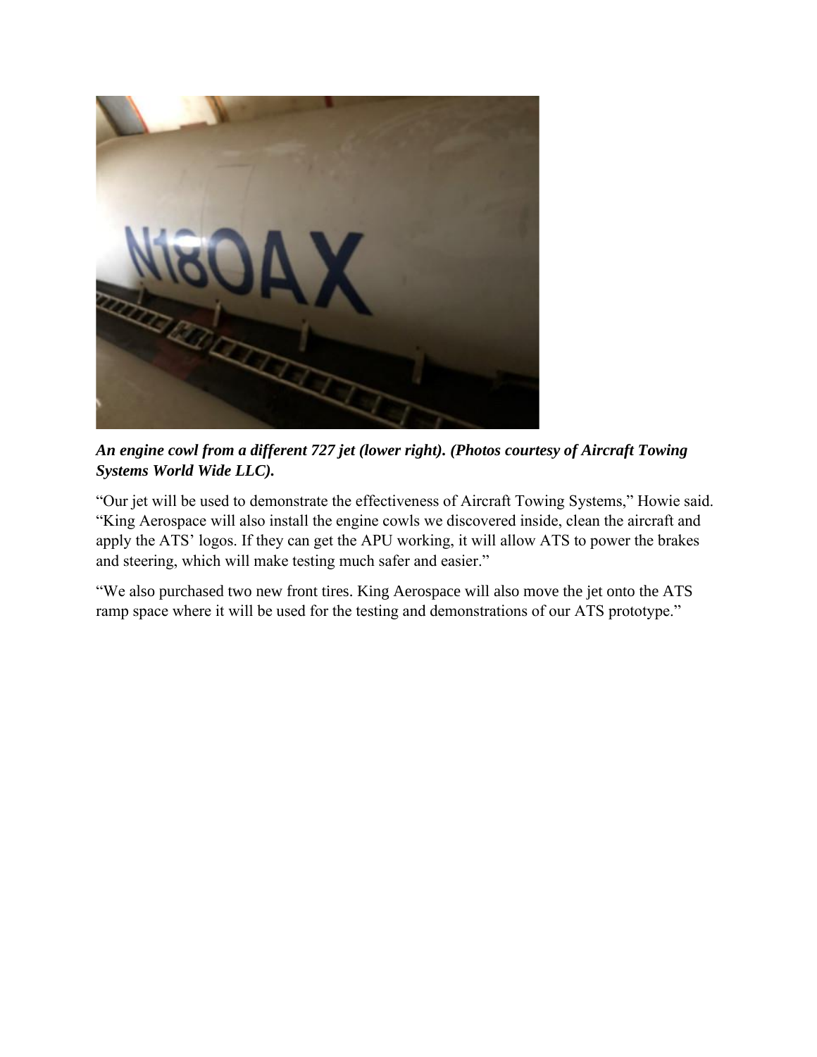***An engine cowl from a different 727 jet (lower right). (Photos courtesy of Aircraft Towing Systems World Wide LLC).***

“Our jet will be used to demonstrate the effectiveness of Aircraft Towing Systems,” Howie said. “King Aerospace will also install the engine cowls we discovered inside, clean the aircraft and apply the ATS’ logos. If they can get the APU working, it will allow ATS to power the brakes and steering, which will make testing much safer and easier.”

“We also purchased two new front tires. King Aerospace will also move the jet onto the ATS ramp space where it will be used for the testing and demonstrations of our ATS prototype.”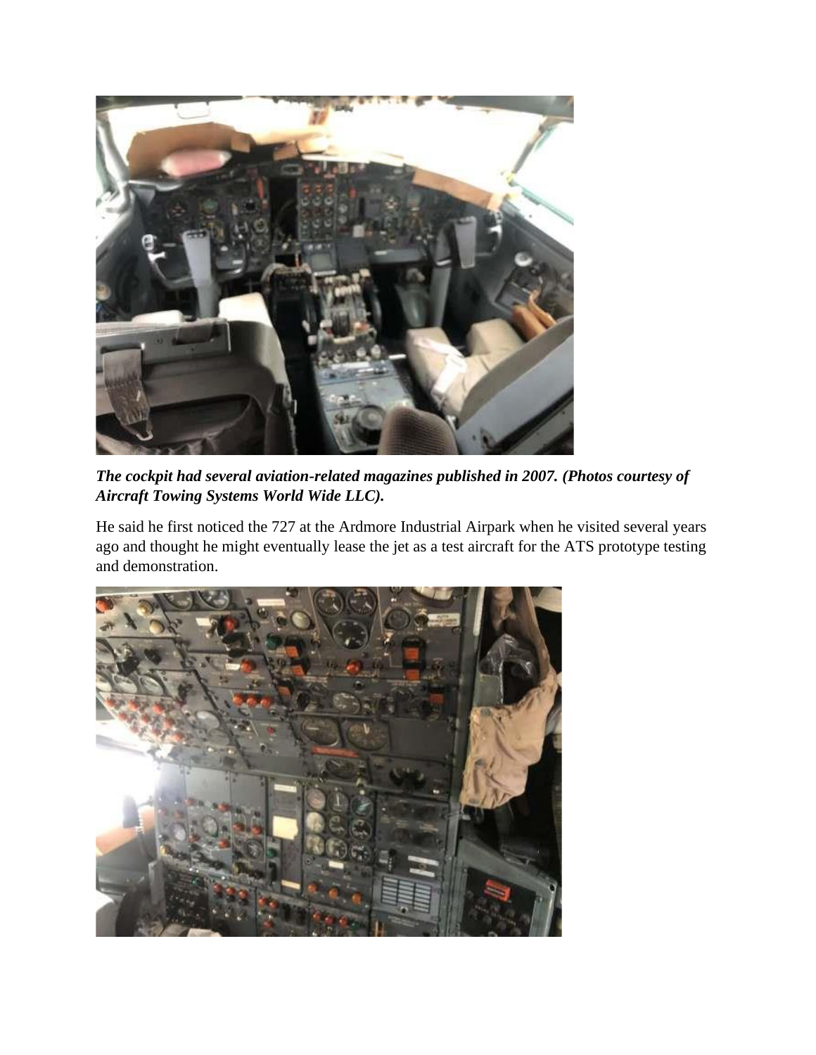***The cockpit had several aviation-related magazines published in 2007. (Photos courtesy of Aircraft Towing Systems World Wide LLC).***

He said he first noticed the 727 at the Ardmore Industrial Airpark when he visited several years ago and thought he might eventually lease the jet as a test aircraft for the ATS prototype testing and demonstration.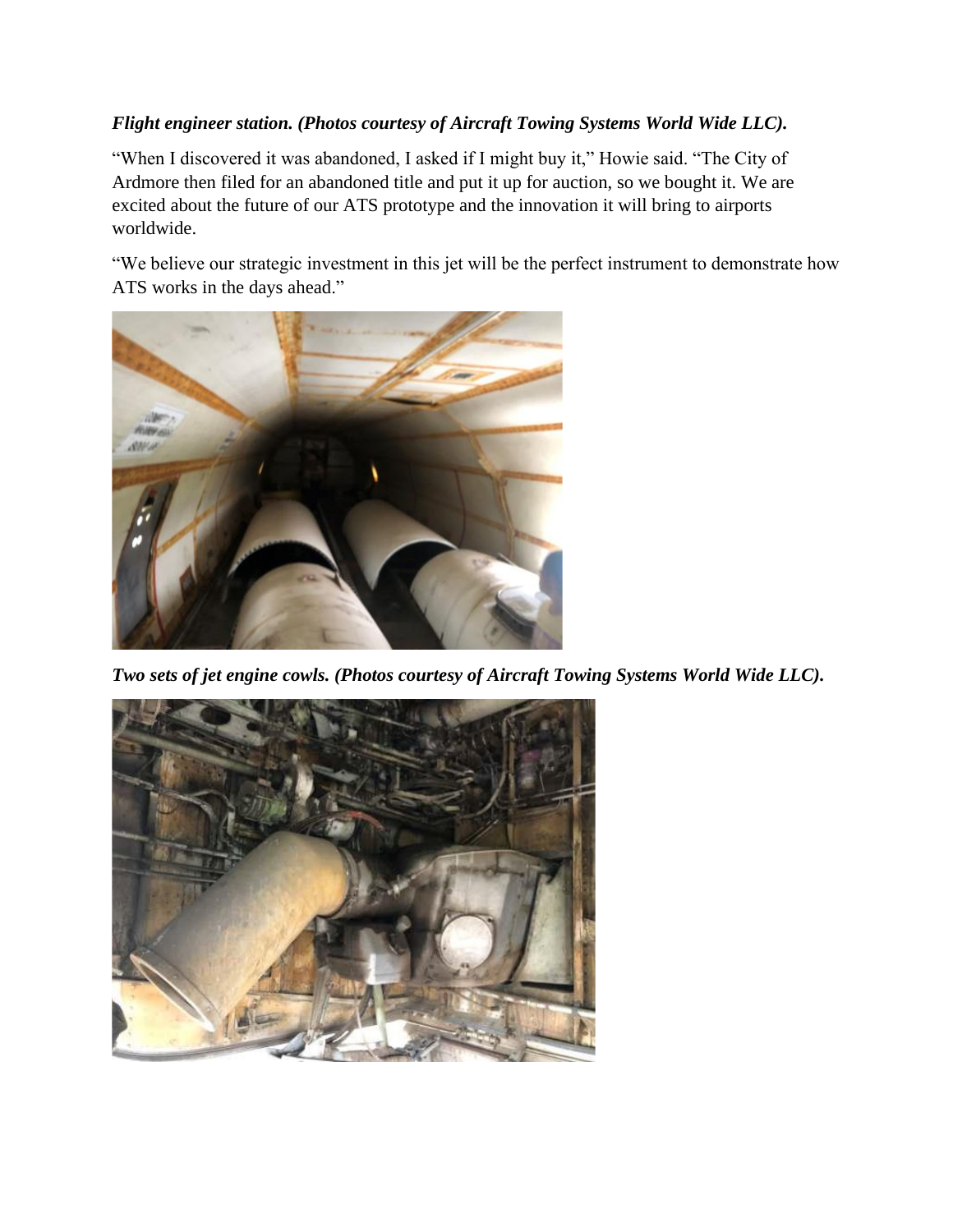***Flight engineer station. (Photos courtesy of Aircraft Towing Systems World Wide LLC).***

"When I discovered it was abandoned, I asked if I might buy it," Howie said. "The City of Ardmore then filed for an abandoned title and put it up for auction, so we bought it. We are excited about the future of our ATS prototype and the innovation it will bring to airports worldwide.

"We believe our strategic investment in this jet will be the perfect instrument to demonstrate how ATS works in the days ahead."

***Two sets of jet engine cowls. (Photos courtesy of Aircraft Towing Systems World Wide LLC).***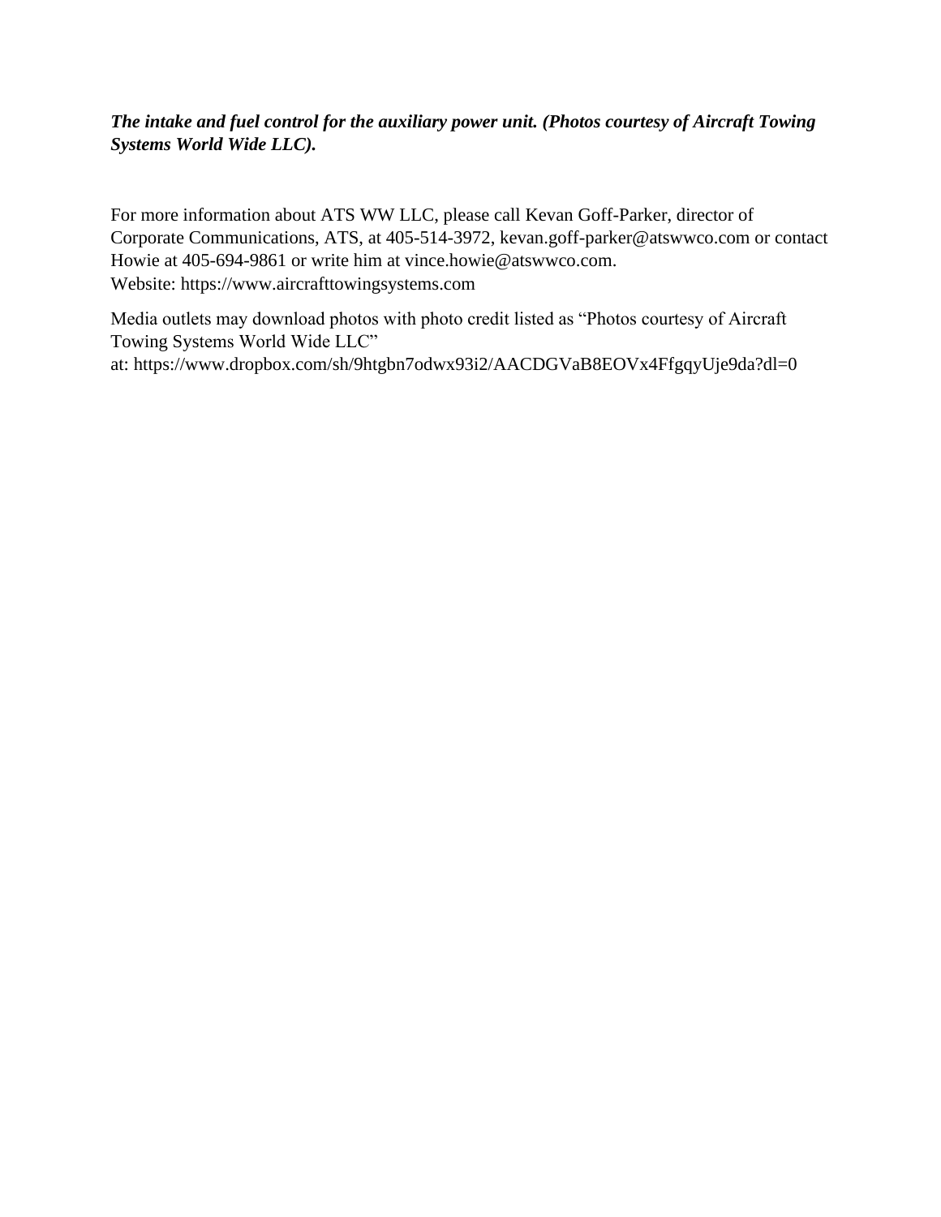***The intake and fuel control for the auxiliary power unit. (Photos courtesy of Aircraft Towing Systems World Wide LLC).***

For more information about ATS WW LLC, please call Kevan Goff-Parker, director of Corporate Communications, ATS, at 405-514-3972, kevan.goff-parker@atswwco.com or contact Howie at 405-694-9861 or write him at vince.howie@atswwco.com.
Website: https://www.aircrafttowingsystems.com

Media outlets may download photos with photo credit listed as "Photos courtesy of Aircraft Towing Systems World Wide LLC"
at: https://www.dropbox.com/sh/9htgbn7odwx93i2/AACDGVaB8EOVx4FfgqyUje9da?dl=0